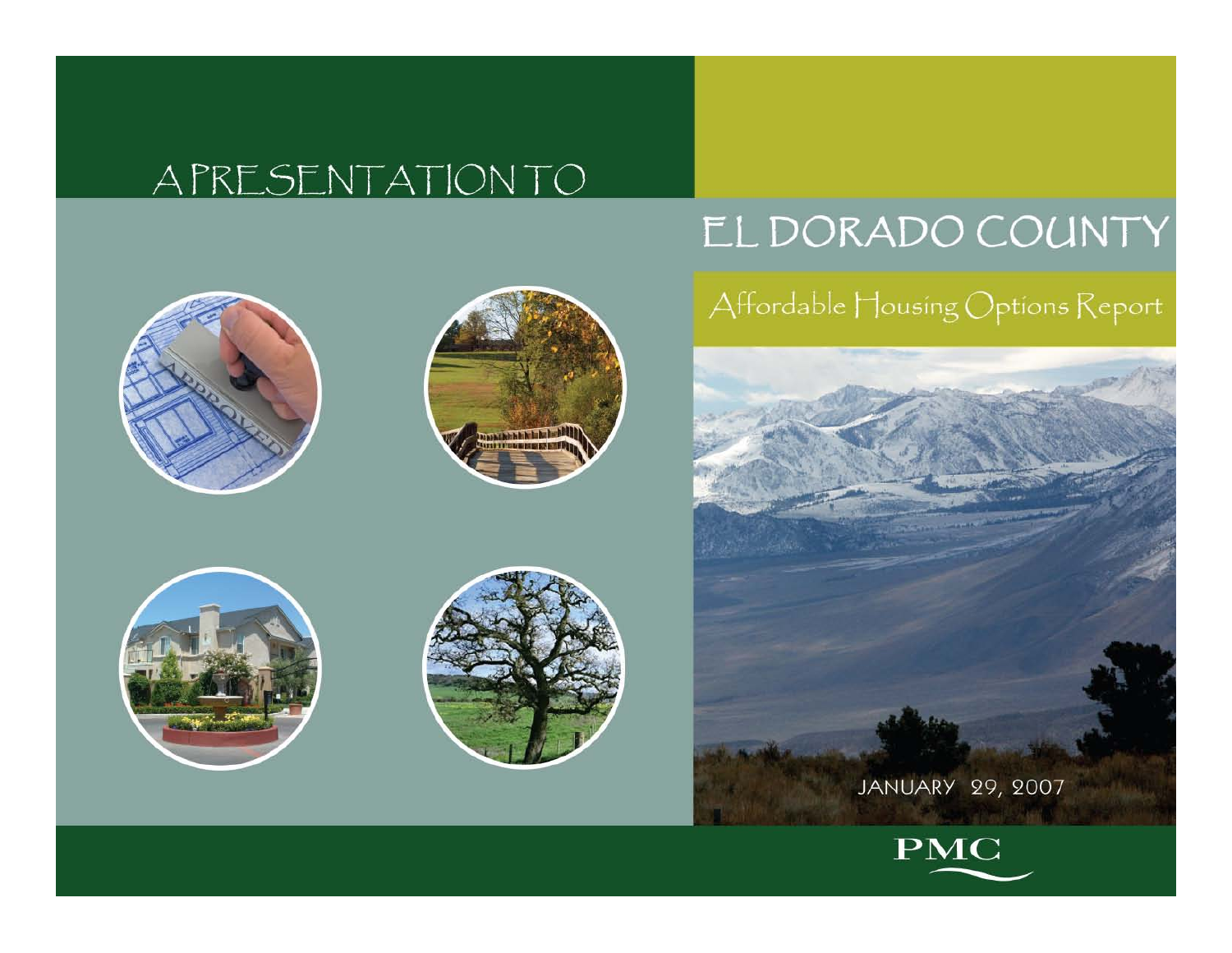A PRESENTATION TO

# EL DORADO COUNTY

## Affordable Housing Options Report

JANUARY 29, 2007

PMC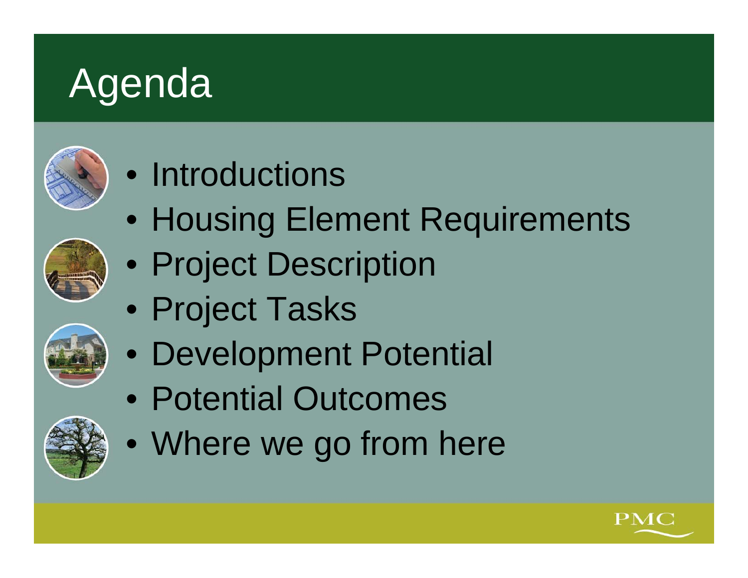# Agenda

- Introductions
- Housing Element Requirements
- Project Description
- Project Tasks
- Development Potential
- Potential Outcomes
- Where we go from here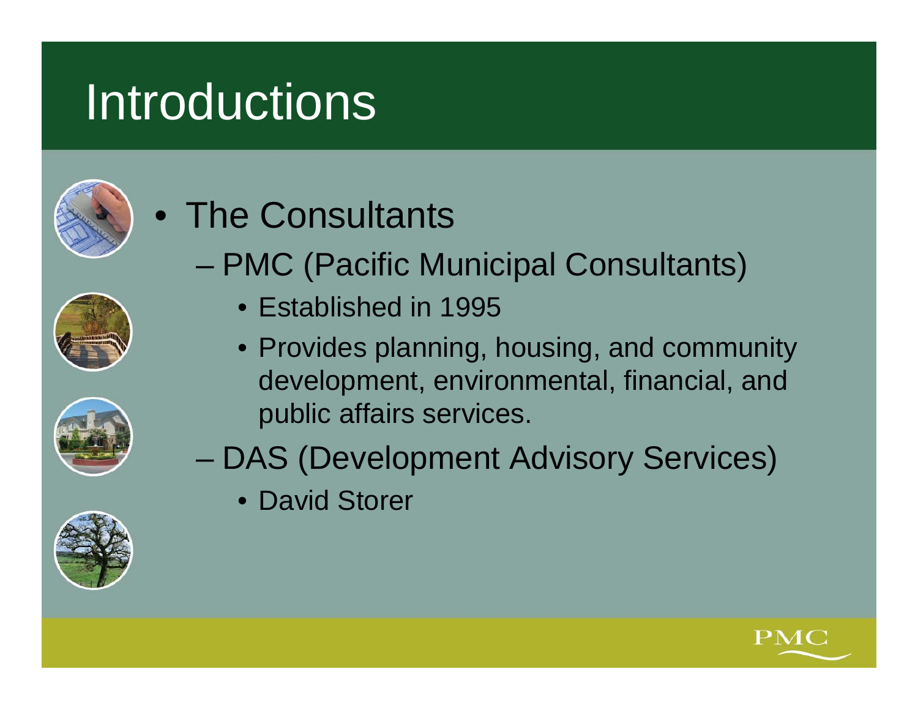# Introductions

- The Consultants
  - PMC (Pacific Municipal Consultants)
    - Established in 1995
    - Provides planning, housing, and community development, environmental, financial, and public affairs services.
  - DAS (Development Advisory Services)
    - David Storer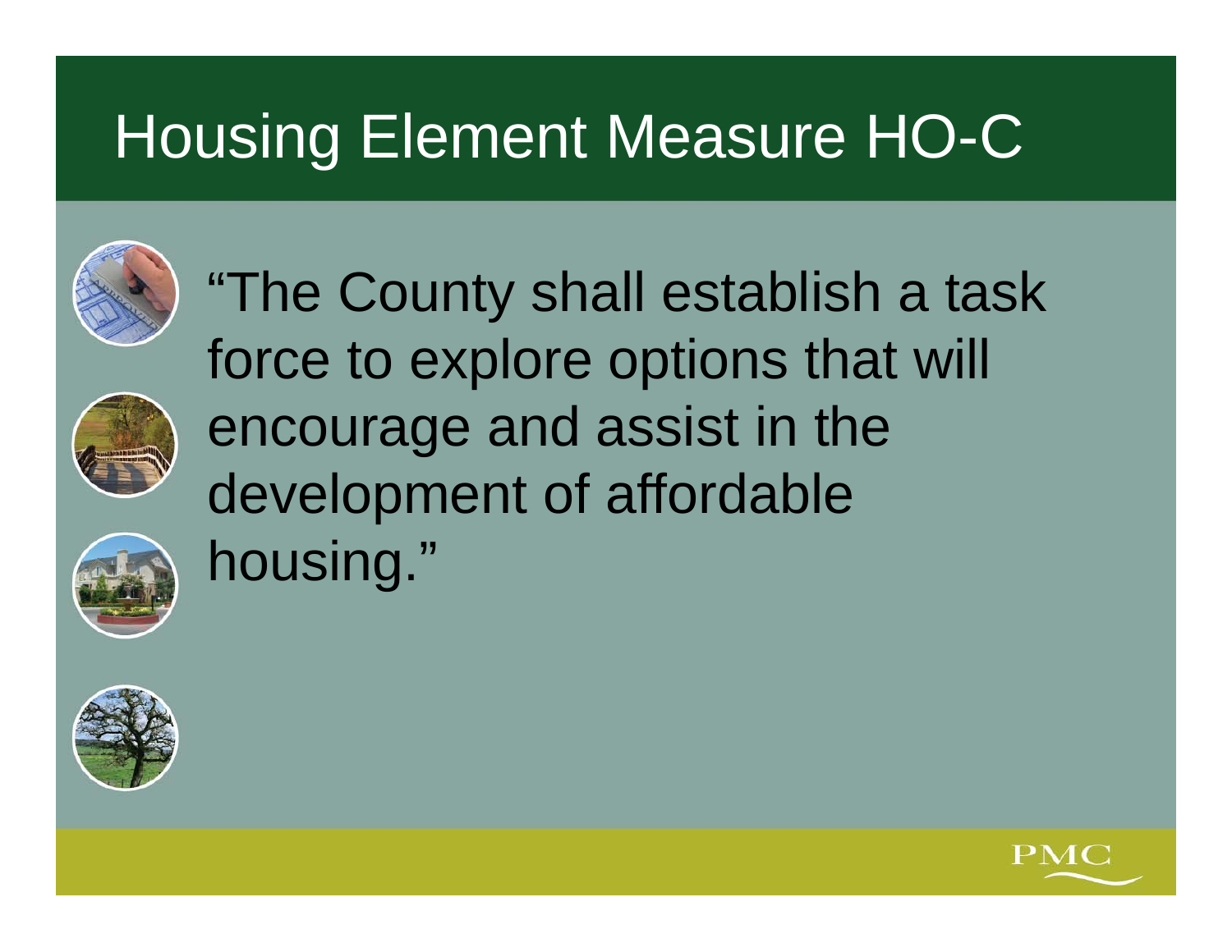# Housing Element Measure HO-C

"The County shall establish a task force to explore options that will encourage and assist in the development of affordable housing."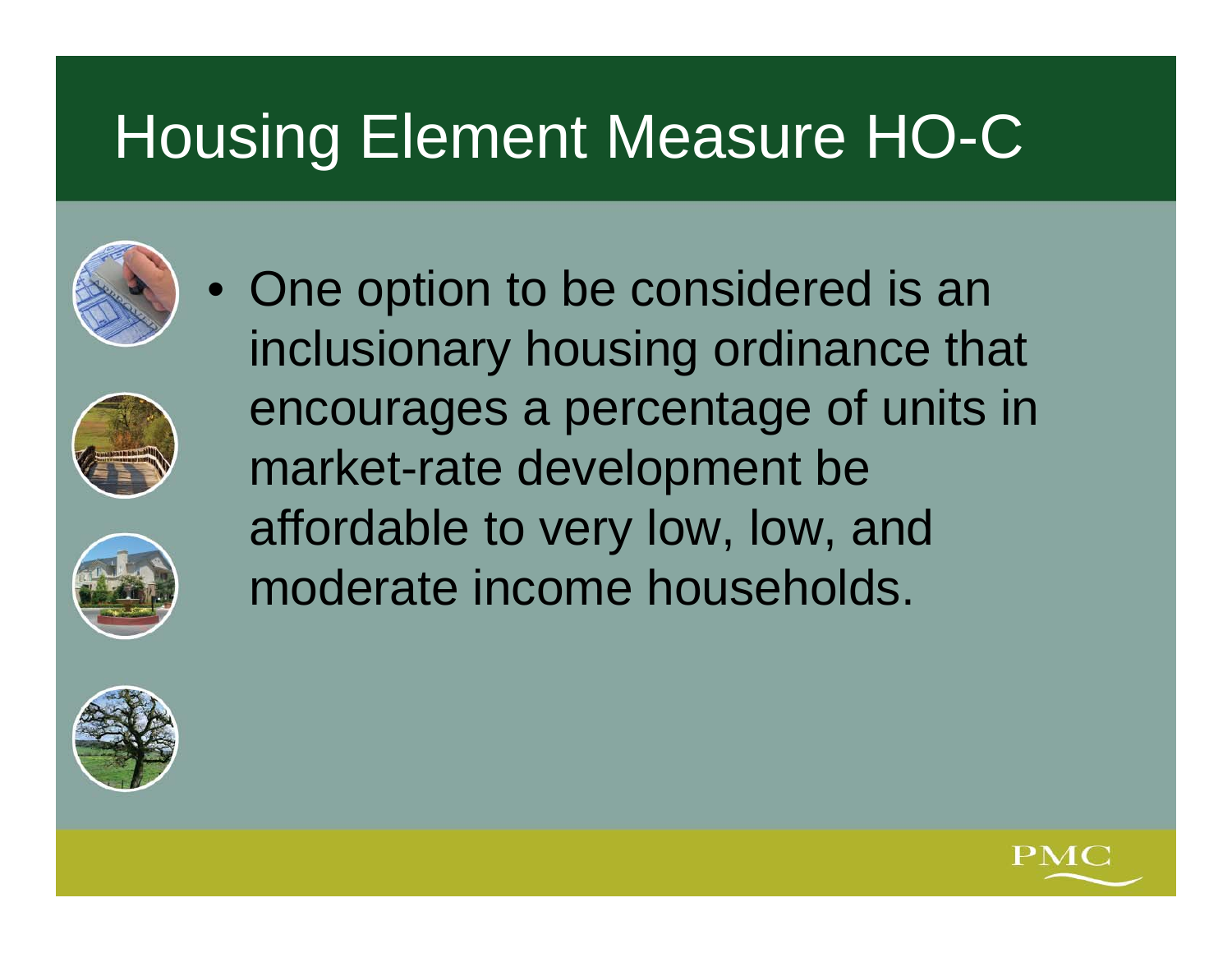# Housing Element Measure HO-C

- One option to be considered is an inclusionary housing ordinance that encourages a percentage of units in market-rate development be affordable to very low, low, and moderate income households.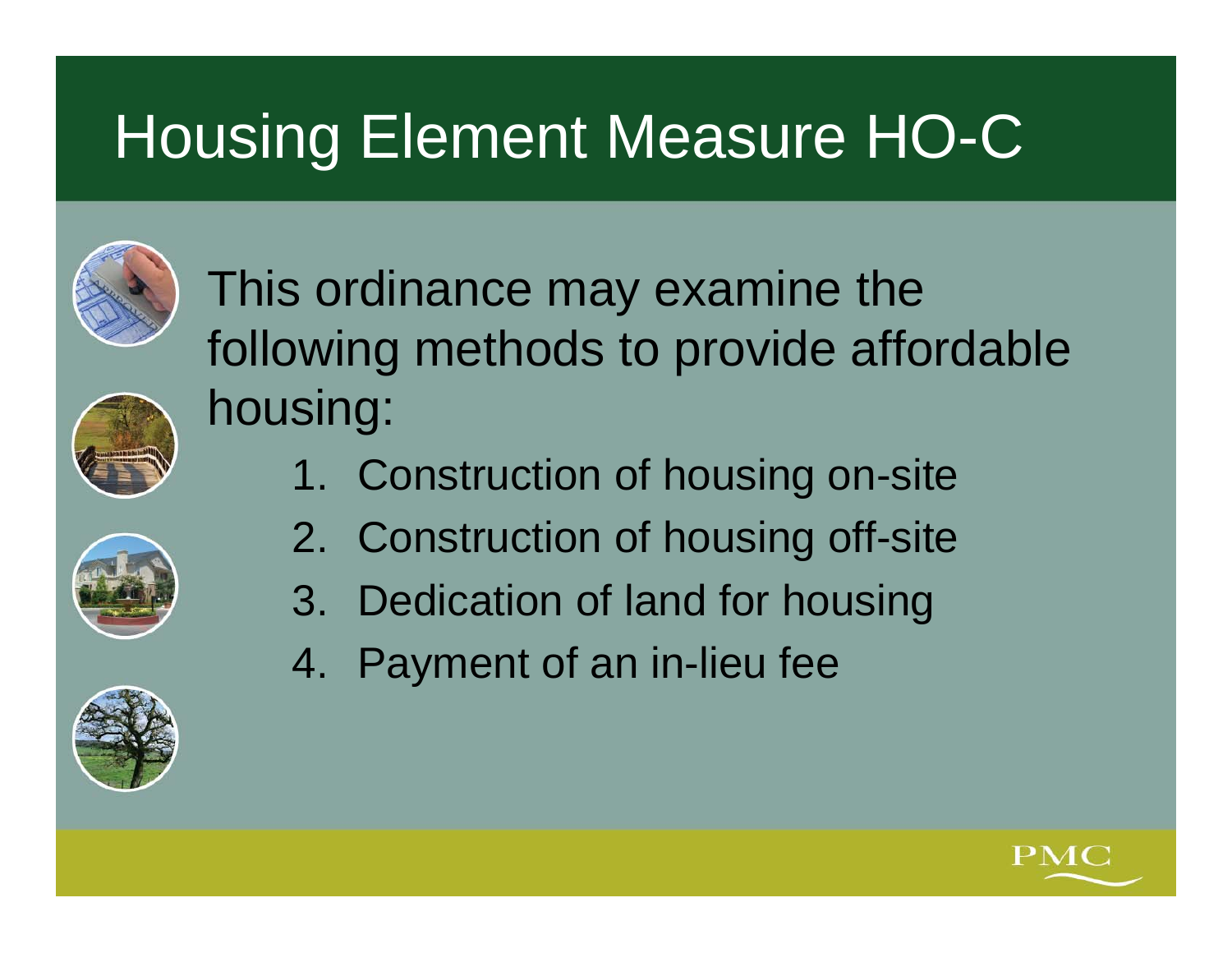# Housing Element Measure HO-C

This ordinance may examine the following methods to provide affordable housing:

1. Construction of housing on-site
2. Construction of housing off-site
3. Dedication of land for housing
4. Payment of an in-lieu fee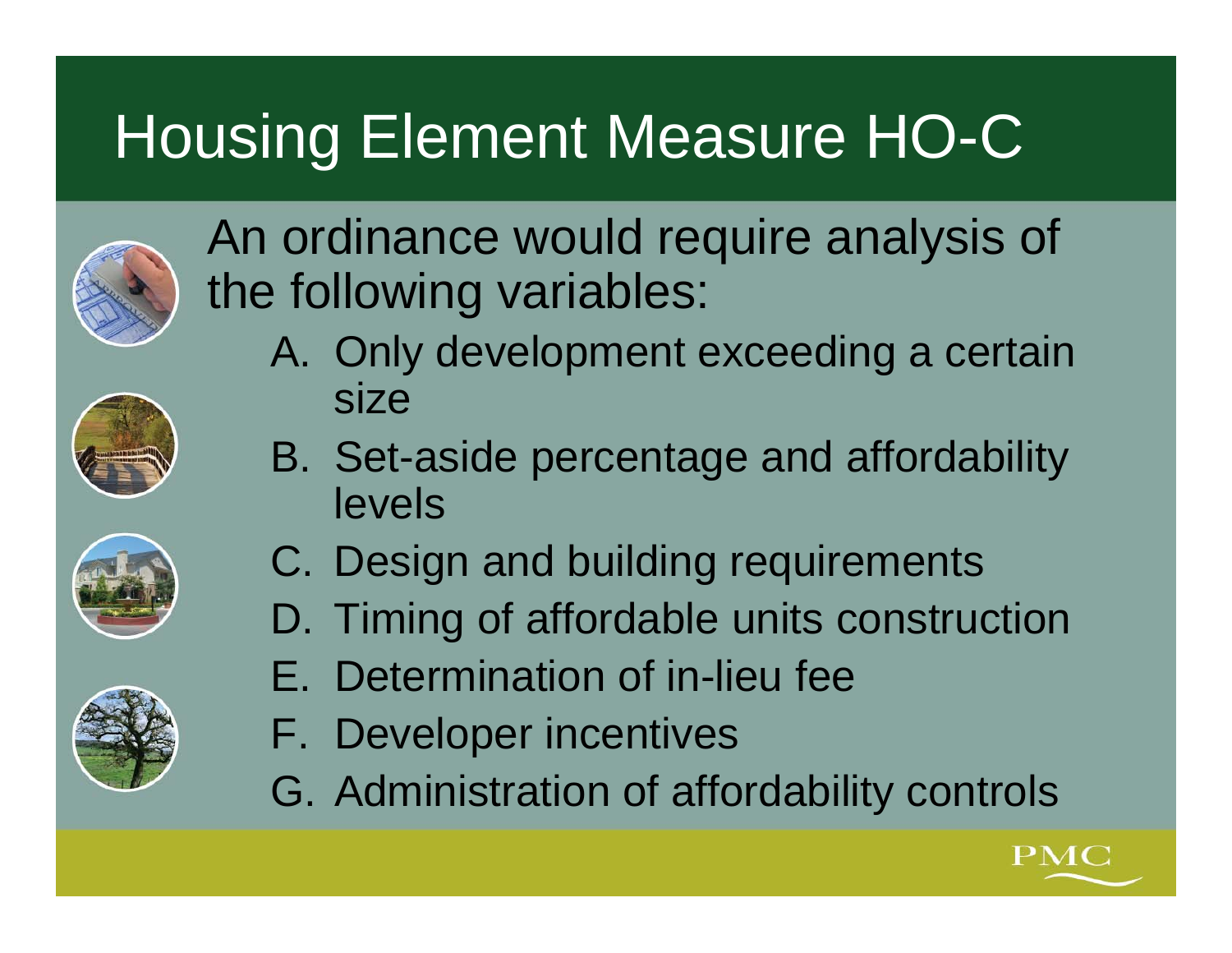# Housing Element Measure HO-C

An ordinance would require analysis of the following variables:

A. Only development exceeding a certain size
B. Set-aside percentage and affordability levels
C. Design and building requirements
D. Timing of affordable units construction
E. Determination of in-lieu fee
F. Developer incentives
G. Administration of affordability controls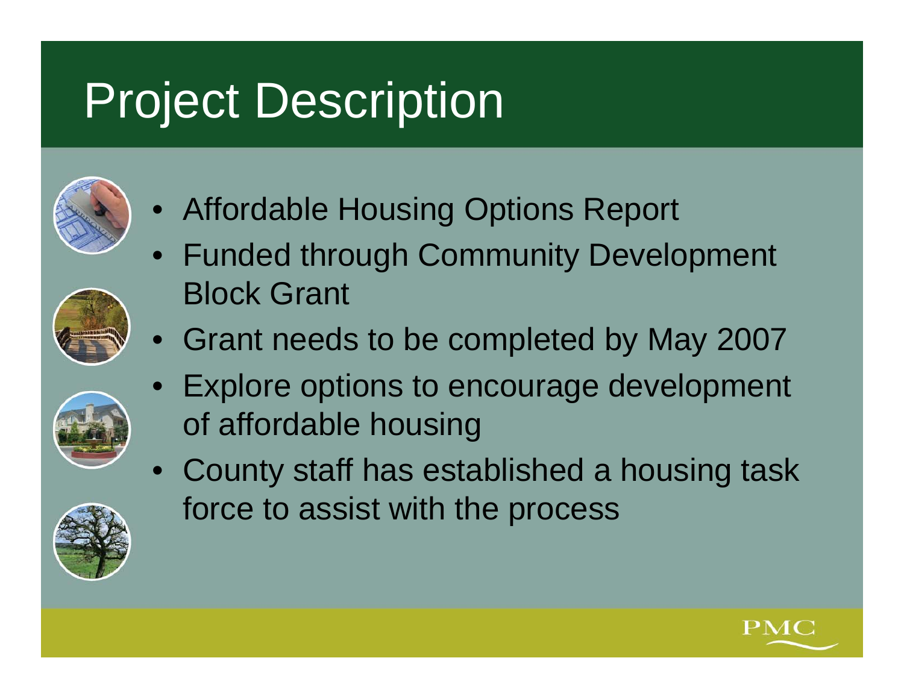# Project Description

- Affordable Housing Options Report
- Funded through Community Development Block Grant
- Grant needs to be completed by May 2007
- Explore options to encourage development of affordable housing
- County staff has established a housing task force to assist with the process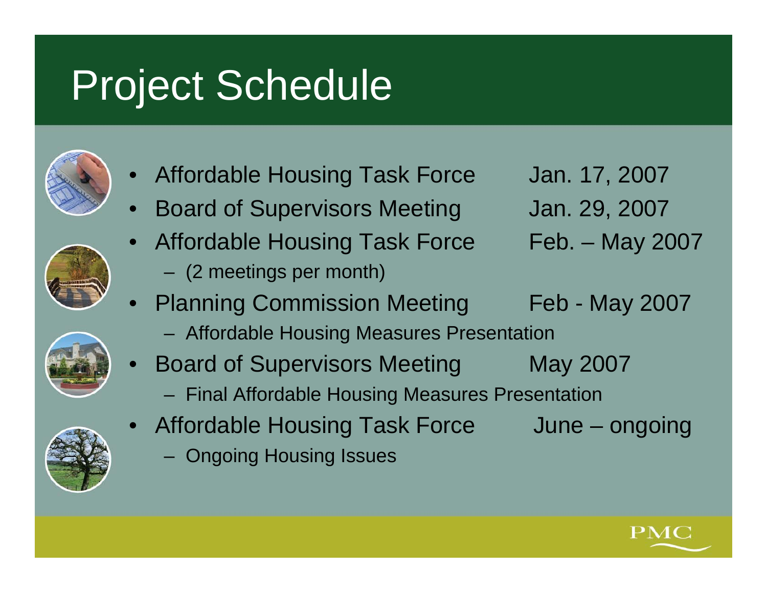# Project Schedule

- Affordable Housing Task Force Jan. 17, 2007
- Board of Supervisors Meeting Jan. 29, 2007
- Affordable Housing Task Force Feb. – May 2007
  – (2 meetings per month)
- Planning Commission Meeting Feb - May 2007
  – Affordable Housing Measures Presentation
- Board of Supervisors Meeting May 2007
  – Final Affordable Housing Measures Presentation
- Affordable Housing Task Force June – ongoing
  – Ongoing Housing Issues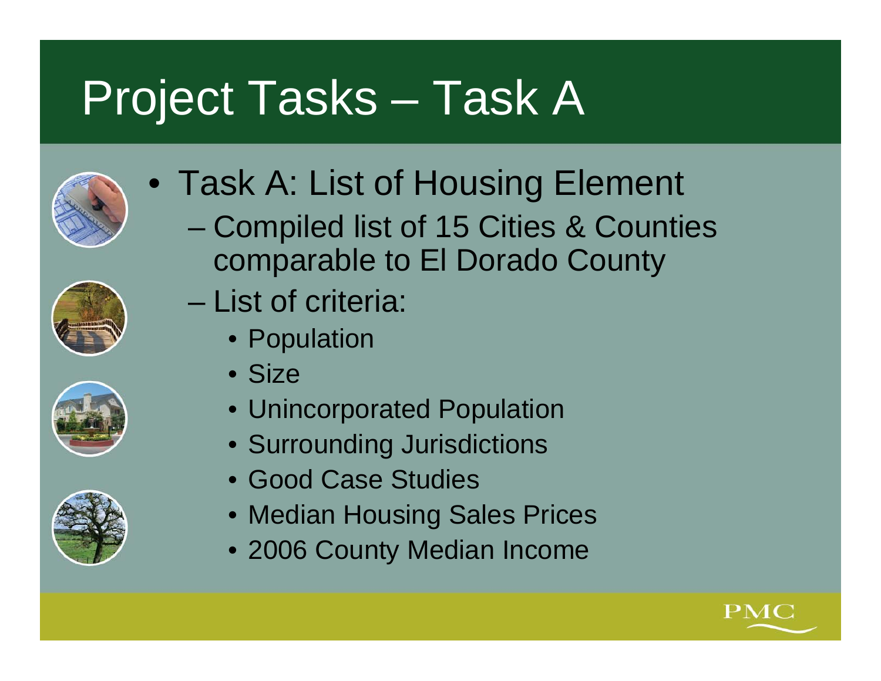# Project Tasks – Task A

- Task A: List of Housing Element
  - Compiled list of 15 Cities & Counties comparable to El Dorado County
  - List of criteria:
    - Population
    - Size
    - Unincorporated Population
    - Surrounding Jurisdictions
    - Good Case Studies
    - Median Housing Sales Prices
    - 2006 County Median Income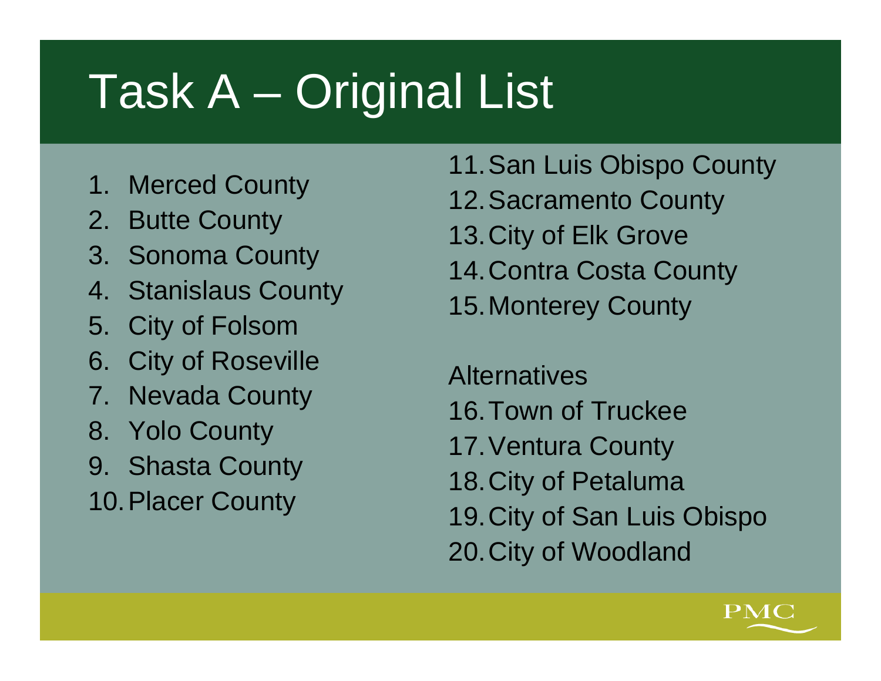# Task A – Original List

1. Merced County
2. Butte County
3. Sonoma County
4. Stanislaus County
5. City of Folsom
6. City of Roseville
7. Nevada County
8. Yolo County
9. Shasta County
10. Placer County
11. San Luis Obispo County
12. Sacramento County
13. City of Elk Grove
14. Contra Costa County
15. Monterey County

Alternatives

16. Town of Truckee
17. Ventura County
18. City of Petaluma
19. City of San Luis Obispo
20. City of Woodland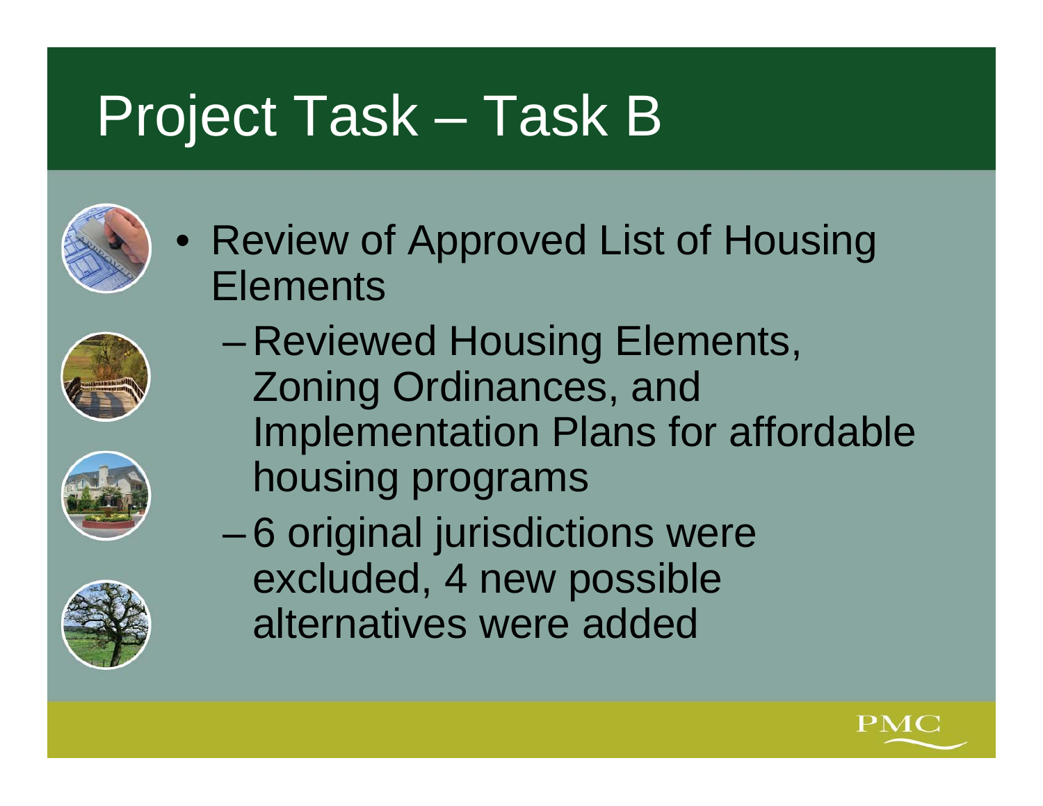# Project Task – Task B

- Review of Approved List of Housing Elements
  - Reviewed Housing Elements, Zoning Ordinances, and Implementation Plans for affordable housing programs
  - 6 original jurisdictions were excluded, 4 new possible alternatives were added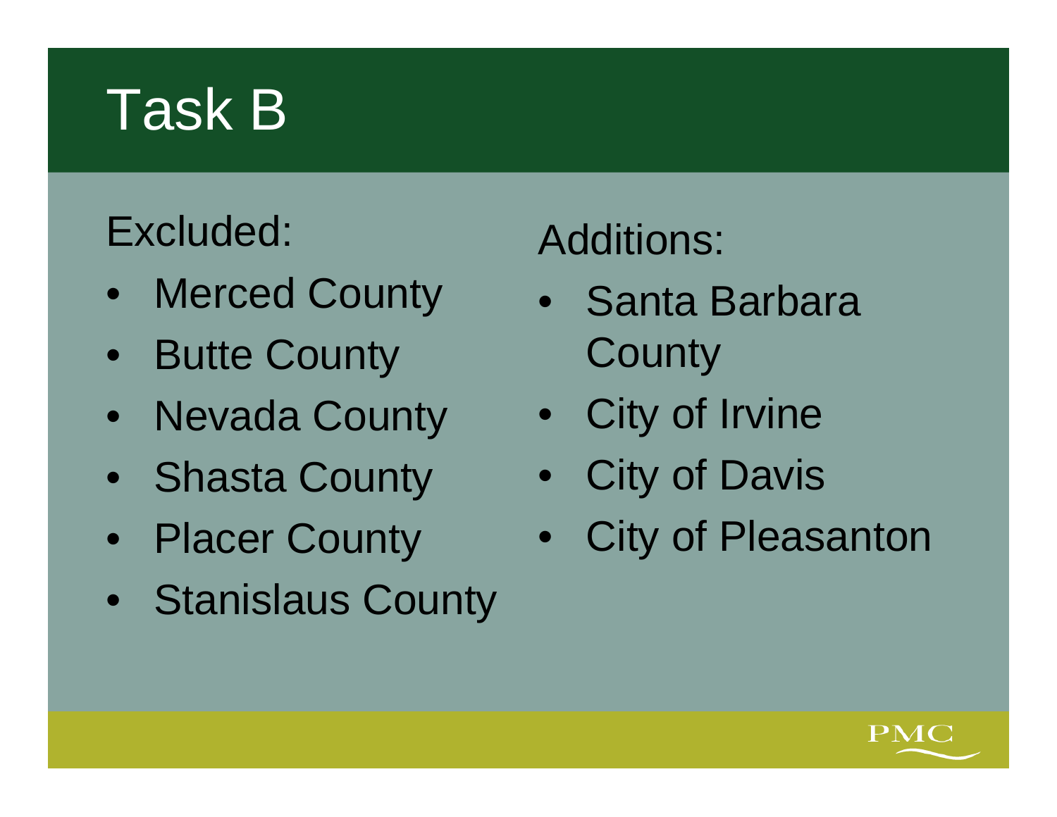# Task B

Excluded:

- Merced County
- Butte County
- Nevada County
- Shasta County
- Placer County
- Stanislaus County

Additions:

- Santa Barbara County
- City of Irvine
- City of Davis
- City of Pleasanton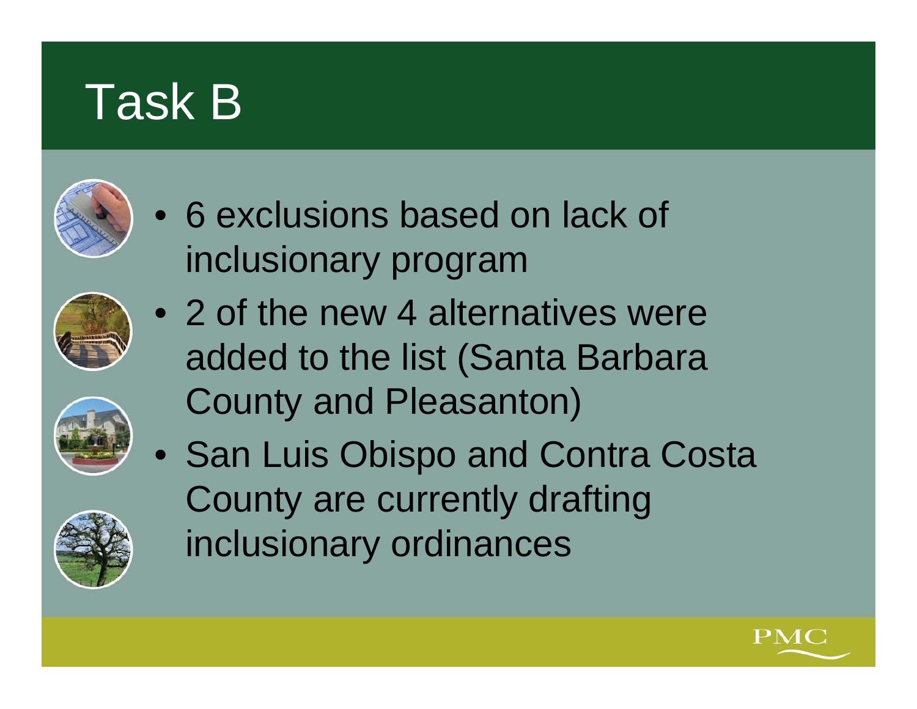# Task B

- 6 exclusions based on lack of inclusionary program
- 2 of the new 4 alternatives were added to the list (Santa Barbara County and Pleasanton)
- San Luis Obispo and Contra Costa County are currently drafting inclusionary ordinances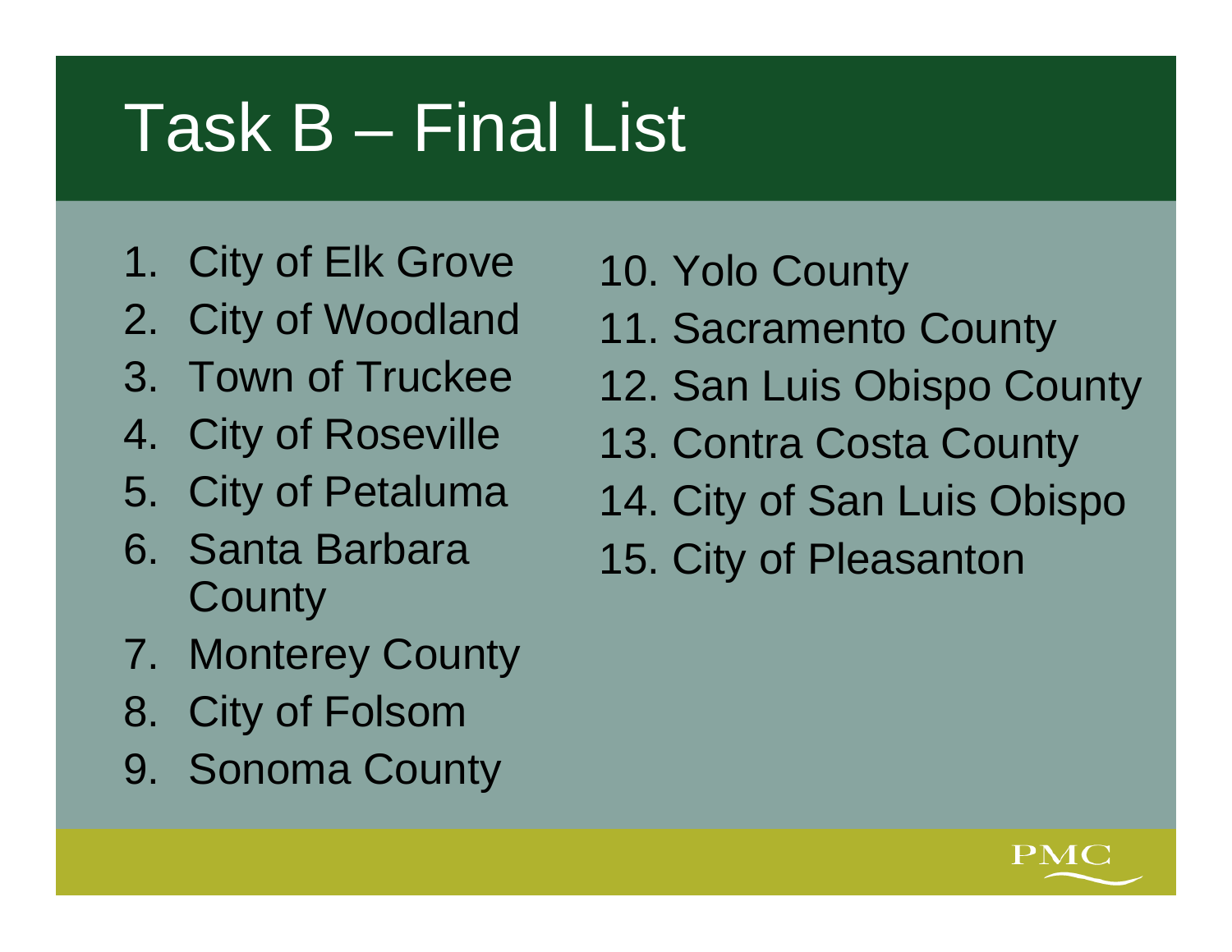# Task B – Final List

1. City of Elk Grove
2. City of Woodland
3. Town of Truckee
4. City of Roseville
5. City of Petaluma
6. Santa Barbara County
7. Monterey County
8. City of Folsom
9. Sonoma County
10. Yolo County
11. Sacramento County
12. San Luis Obispo County
13. Contra Costa County
14. City of San Luis Obispo
15. City of Pleasanton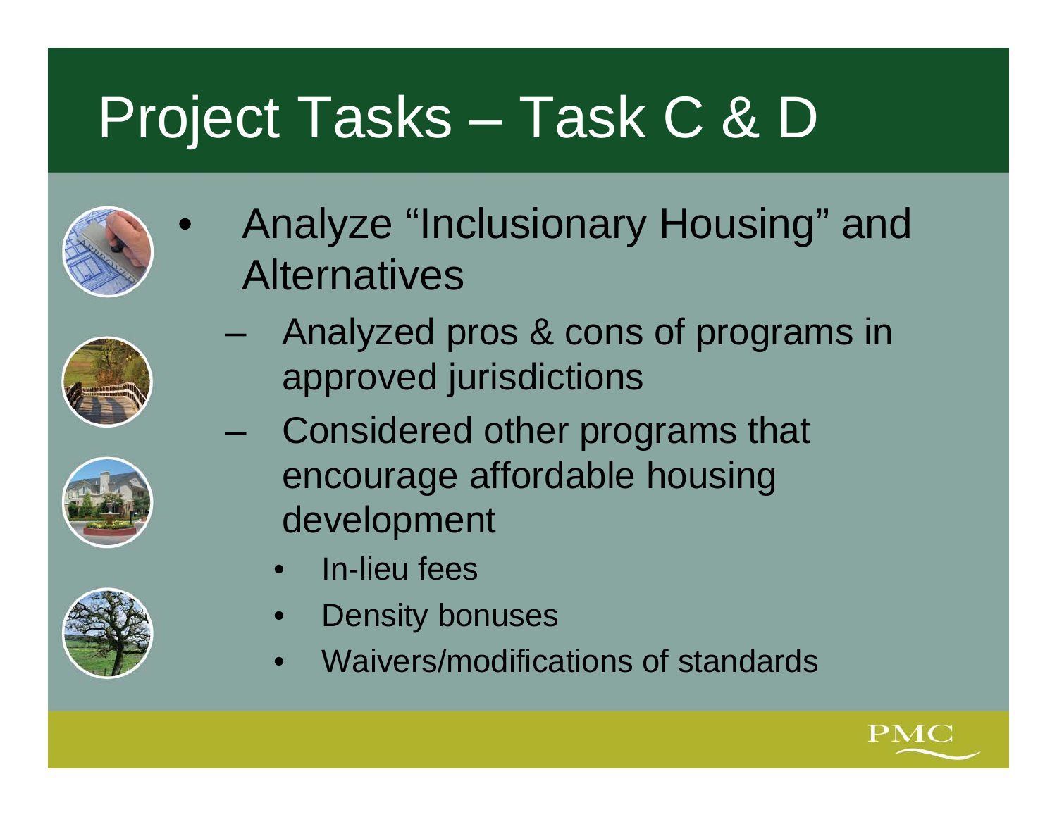# Project Tasks – Task C & D

- Analyze "Inclusionary Housing" and Alternatives
  - Analyzed pros & cons of programs in approved jurisdictions
  - Considered other programs that encourage affordable housing development
    - In-lieu fees
    - Density bonuses
    - Waivers/modifications of standards

PMC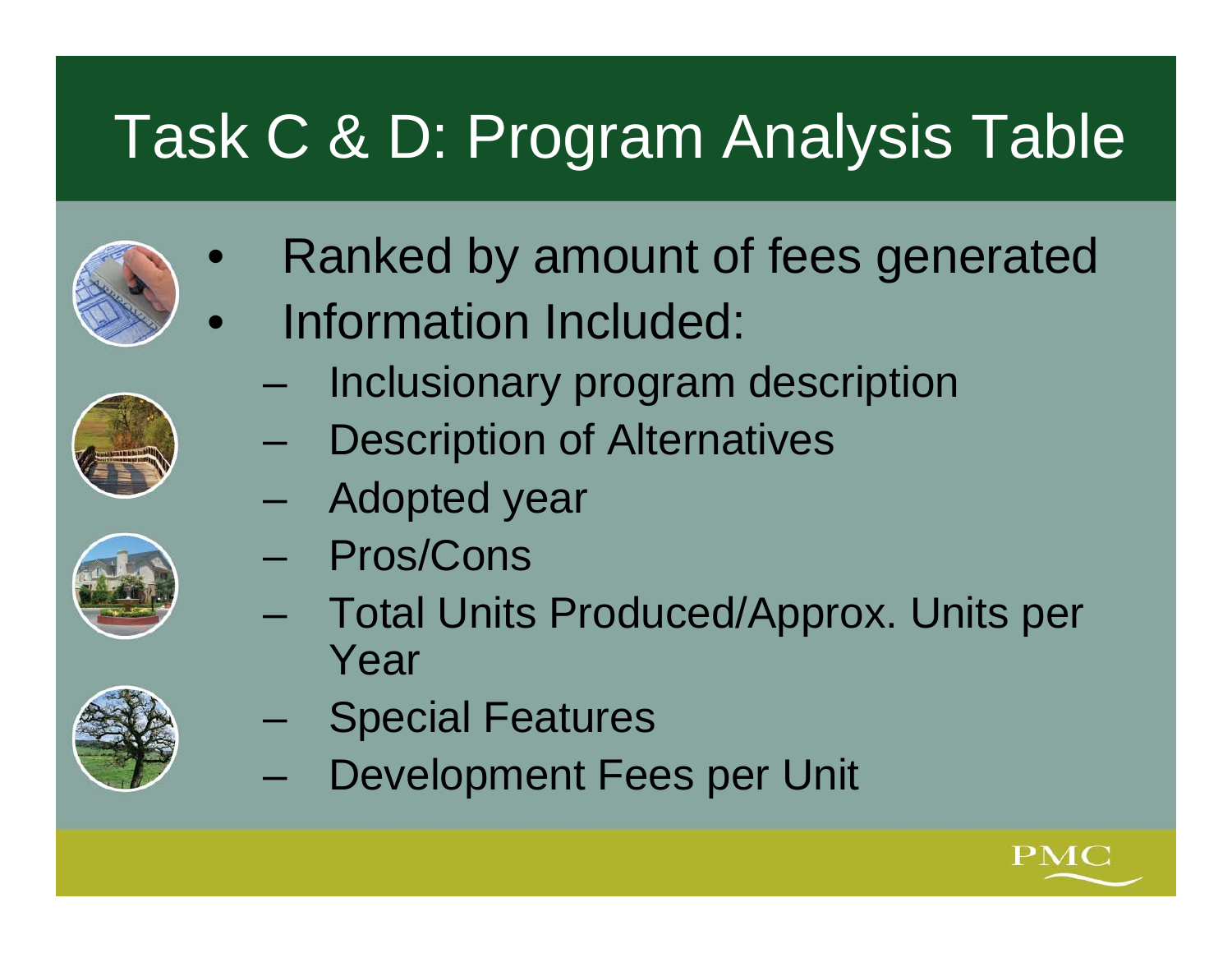# Task C & D: Program Analysis Table

- Ranked by amount of fees generated
- Information Included:
  - Inclusionary program description
  - Description of Alternatives
  - Adopted year
  - Pros/Cons
  - Total Units Produced/Approx. Units per Year
  - Special Features
  - Development Fees per Unit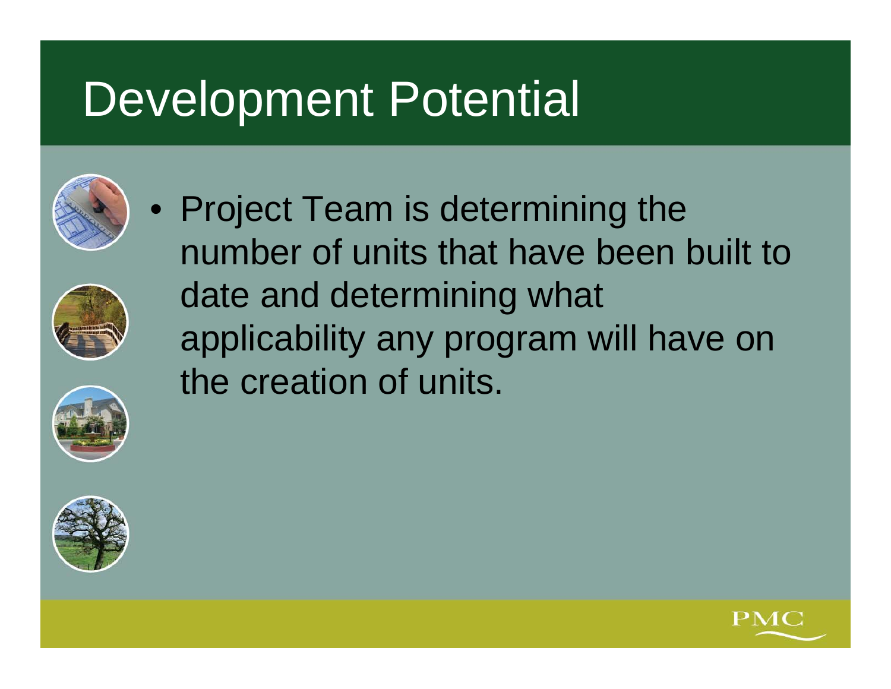# Development Potential

- Project Team is determining the number of units that have been built to date and determining what applicability any program will have on the creation of units.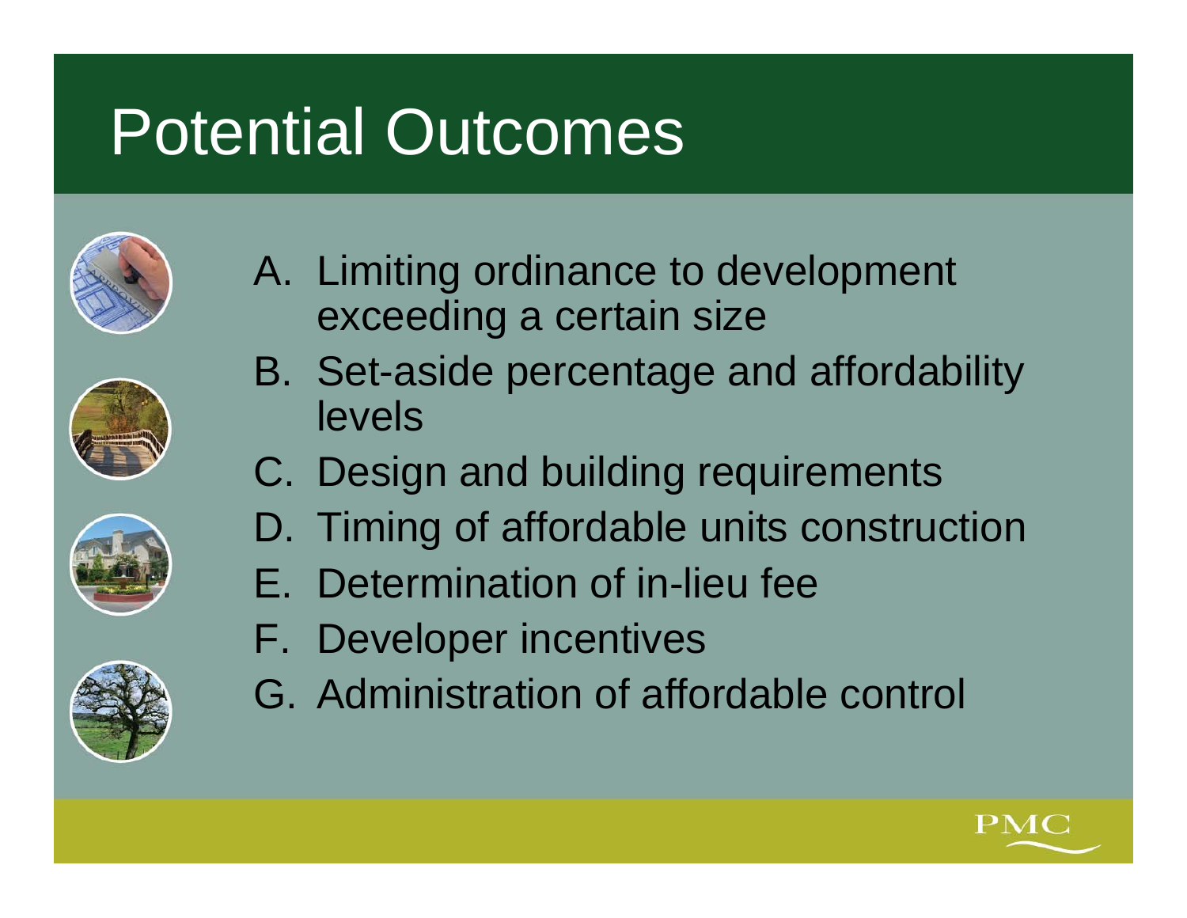# Potential Outcomes

A. Limiting ordinance to development exceeding a certain size
B. Set-aside percentage and affordability levels
C. Design and building requirements
D. Timing of affordable units construction
E. Determination of in-lieu fee
F. Developer incentives
G. Administration of affordable control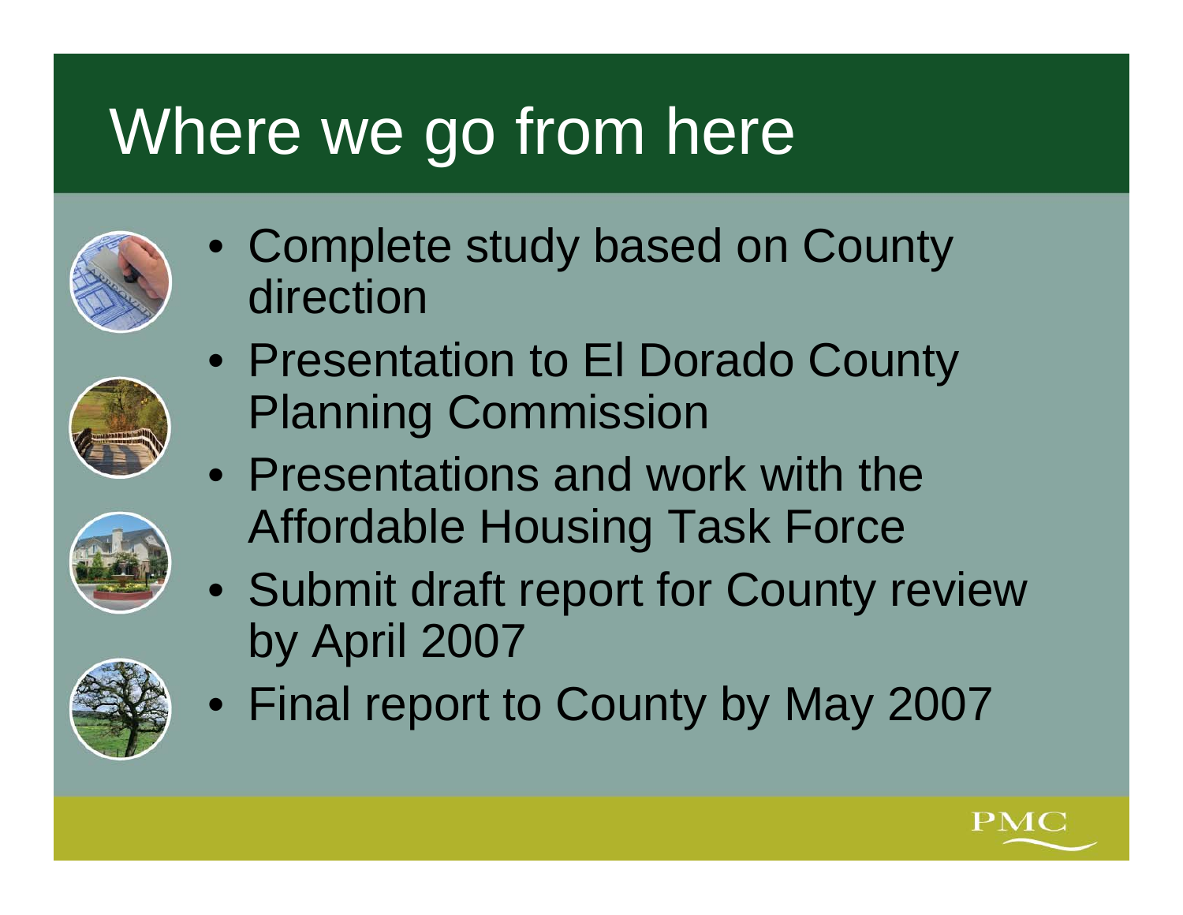# Where we go from here

- Complete study based on County direction
- Presentation to El Dorado County Planning Commission
- Presentations and work with the Affordable Housing Task Force
- Submit draft report for County review by April 2007
- Final report to County by May 2007

PMC